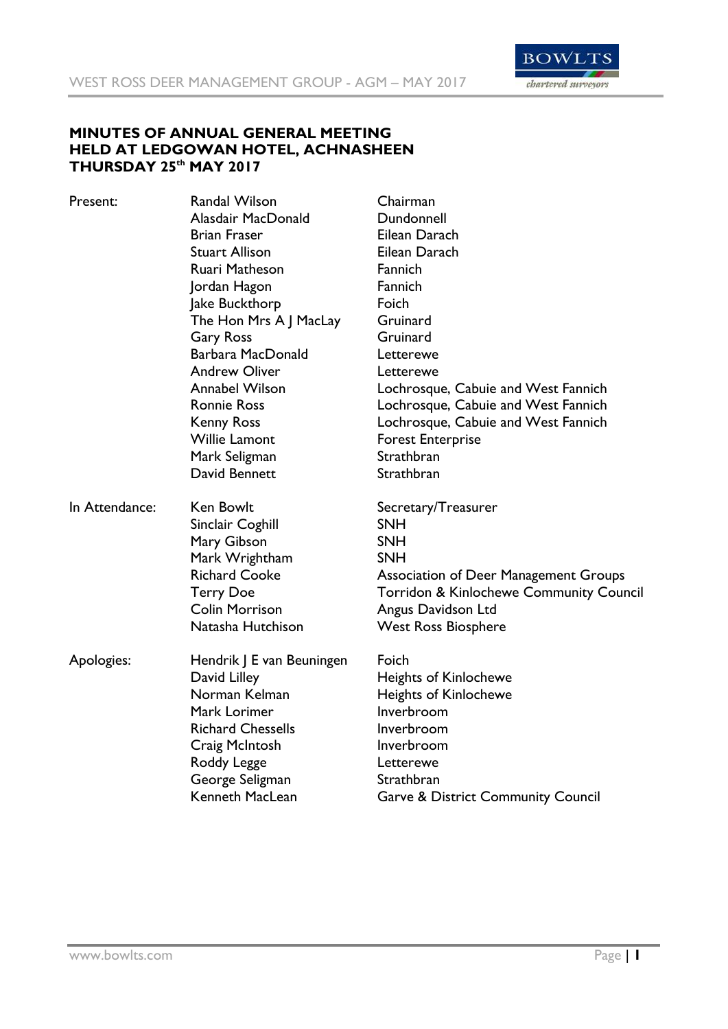# MINUTES OF ANNUAL GENERAL MEETING HELD AT LEDGOWAN HOTEL, ACHNASHEEN THURSDAY 25th MAY 2017

| | | |
|---|---|---|
| Present: | Randal Wilson | Chairman |
| | Alasdair MacDonald | Dundonnell |
| | Brian Fraser | Eilean Darach |
| | Stuart Allison | Eilean Darach |
| | Ruari Matheson | Fannich |
| | Jordan Hagon | Fannich |
| | Jake Buckthorp | Foich |
| | The Hon Mrs A J MacLay | Gruinard |
| | Gary Ross | Gruinard |
| | Barbara MacDonald | Letterewe |
| | Andrew Oliver | Letterewe |
| | Annabel Wilson | Lochrosque, Cabuie and West Fannich |
| | Ronnie Ross | Lochrosque, Cabuie and West Fannich |
| | Kenny Ross | Lochrosque, Cabuie and West Fannich |
| | Willie Lamont | Forest Enterprise |
| | Mark Seligman | Strathbran |
| | David Bennett | Strathbran |
| In Attendance: | Ken Bowlt | Secretary/Treasurer |
| | Sinclair Coghill | SNH |
| | Mary Gibson | SNH |
| | Mark Wrightham | SNH |
| | Richard Cooke | Association of Deer Management Groups |
| | Terry Doe | Torridon & Kinlochewe Community Council |
| | Colin Morrison | Angus Davidson Ltd |
| | Natasha Hutchison | West Ross Biosphere |
| Apologies: | Hendrik J E van Beuningen | Foich |
| | David Lilley | Heights of Kinlochewe |
| | Norman Kelman | Heights of Kinlochewe |
| | Mark Lorimer | Inverbroom |
| | Richard Chessells | Inverbroom |
| | Craig McIntosh | Inverbroom |
| | Roddy Legge | Letterewe |
| | George Seligman | Strathbran |
| | Kenneth MacLean | Garve & District Community Council |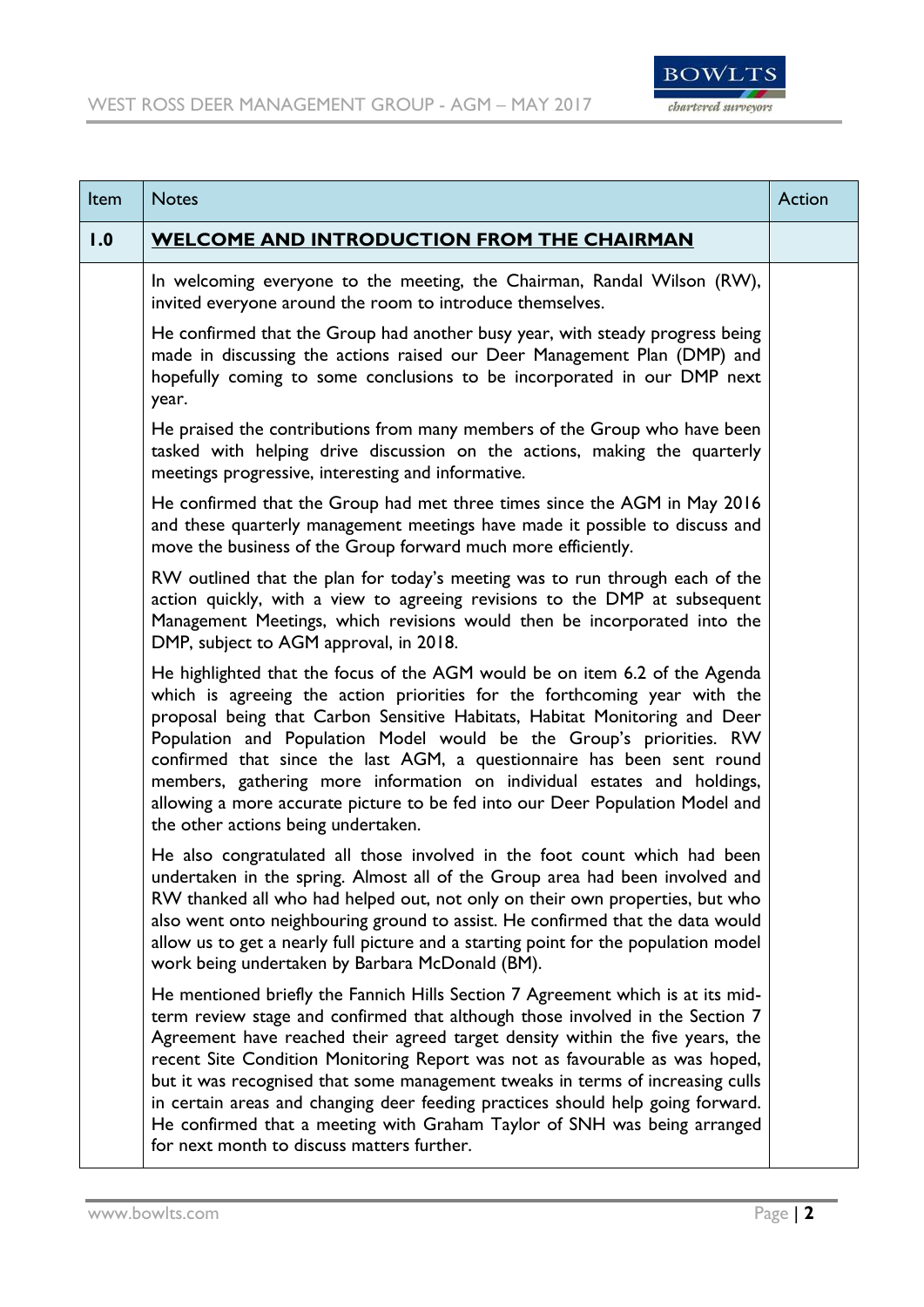| Item | Notes | Action |
|---|---|---|
| **1.0** | **<u>WELCOME AND INTRODUCTION FROM THE CHAIRMAN</u>** | |
| | In welcoming everyone to the meeting, the Chairman, Randal Wilson (RW), invited everyone around the room to introduce themselves.<br><br>He confirmed that the Group had another busy year, with steady progress being made in discussing the actions raised our Deer Management Plan (DMP) and hopefully coming to some conclusions to be incorporated in our DMP next year.<br><br>He praised the contributions from many members of the Group who have been tasked with helping drive discussion on the actions, making the quarterly meetings progressive, interesting and informative.<br><br>He confirmed that the Group had met three times since the AGM in May 2016 and these quarterly management meetings have made it possible to discuss and move the business of the Group forward much more efficiently.<br><br>RW outlined that the plan for today's meeting was to run through each of the action quickly, with a view to agreeing revisions to the DMP at subsequent Management Meetings, which revisions would then be incorporated into the DMP, subject to AGM approval, in 2018.<br><br>He highlighted that the focus of the AGM would be on item 6.2 of the Agenda which is agreeing the action priorities for the forthcoming year with the proposal being that Carbon Sensitive Habitats, Habitat Monitoring and Deer Population and Population Model would be the Group's priorities. RW confirmed that since the last AGM, a questionnaire has been sent round members, gathering more information on individual estates and holdings, allowing a more accurate picture to be fed into our Deer Population Model and the other actions being undertaken.<br><br>He also congratulated all those involved in the foot count which had been undertaken in the spring. Almost all of the Group area had been involved and RW thanked all who had helped out, not only on their own properties, but who also went onto neighbouring ground to assist. He confirmed that the data would allow us to get a nearly full picture and a starting point for the population model work being undertaken by Barbara McDonald (BM).<br><br>He mentioned briefly the Fannich Hills Section 7 Agreement which is at its mid-term review stage and confirmed that although those involved in the Section 7 Agreement have reached their agreed target density within the five years, the recent Site Condition Monitoring Report was not as favourable as was hoped, but it was recognised that some management tweaks in terms of increasing culls in certain areas and changing deer feeding practices should help going forward. He confirmed that a meeting with Graham Taylor of SNH was being arranged for next month to discuss matters further. | |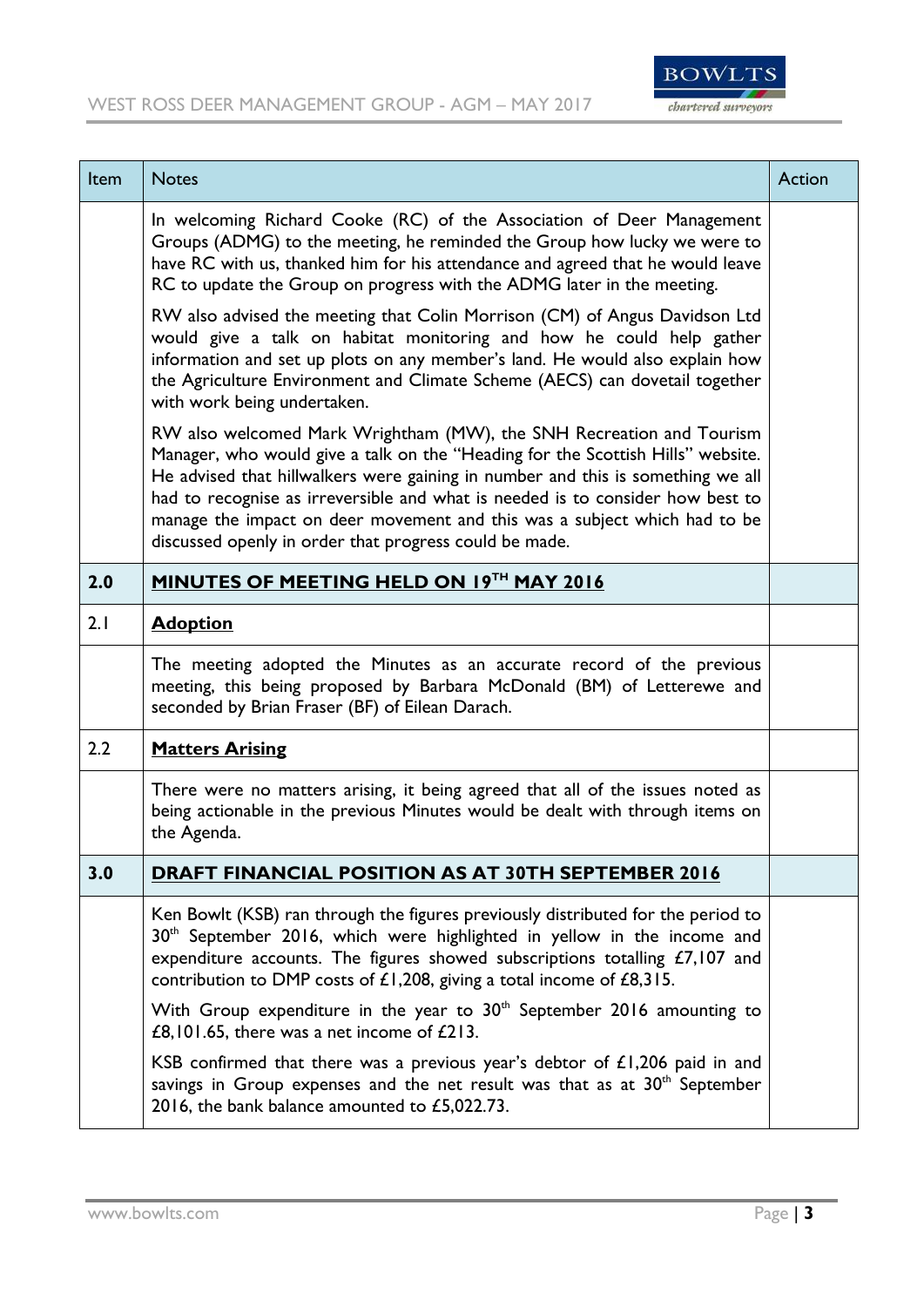| Item | Notes | Action |
|---|---|---|
| | In welcoming Richard Cooke (RC) of the Association of Deer Management Groups (ADMG) to the meeting, he reminded the Group how lucky we were to have RC with us, thanked him for his attendance and agreed that he would leave RC to update the Group on progress with the ADMG later in the meeting. | |
| | RW also advised the meeting that Colin Morrison (CM) of Angus Davidson Ltd would give a talk on habitat monitoring and how he could help gather information and set up plots on any member's land. He would also explain how the Agriculture Environment and Climate Scheme (AECS) can dovetail together with work being undertaken. | |
| | RW also welcomed Mark Wrightham (MW), the SNH Recreation and Tourism Manager, who would give a talk on the "Heading for the Scottish Hills" website. He advised that hillwalkers were gaining in number and this is something we all had to recognise as irreversible and what is needed is to consider how best to manage the impact on deer movement and this was a subject which had to be discussed openly in order that progress could be made. | |
| **2.0** | **MINUTES OF MEETING HELD ON 19TH MAY 2016** | |
| 2.1 | **Adoption** | |
| | The meeting adopted the Minutes as an accurate record of the previous meeting, this being proposed by Barbara McDonald (BM) of Letterewe and seconded by Brian Fraser (BF) of Eilean Darach. | |
| 2.2 | **Matters Arising** | |
| | There were no matters arising, it being agreed that all of the issues noted as being actionable in the previous Minutes would be dealt with through items on the Agenda. | |
| **3.0** | **DRAFT FINANCIAL POSITION AS AT 30TH SEPTEMBER 2016** | |
| | Ken Bowlt (KSB) ran through the figures previously distributed for the period to 30th September 2016, which were highlighted in yellow in the income and expenditure accounts. The figures showed subscriptions totalling £7,107 and contribution to DMP costs of £1,208, giving a total income of £8,315. | |
| | With Group expenditure in the year to 30th September 2016 amounting to £8,101.65, there was a net income of £213. | |
| | KSB confirmed that there was a previous year's debtor of £1,206 paid in and savings in Group expenses and the net result was that as at 30th September 2016, the bank balance amounted to £5,022.73. | |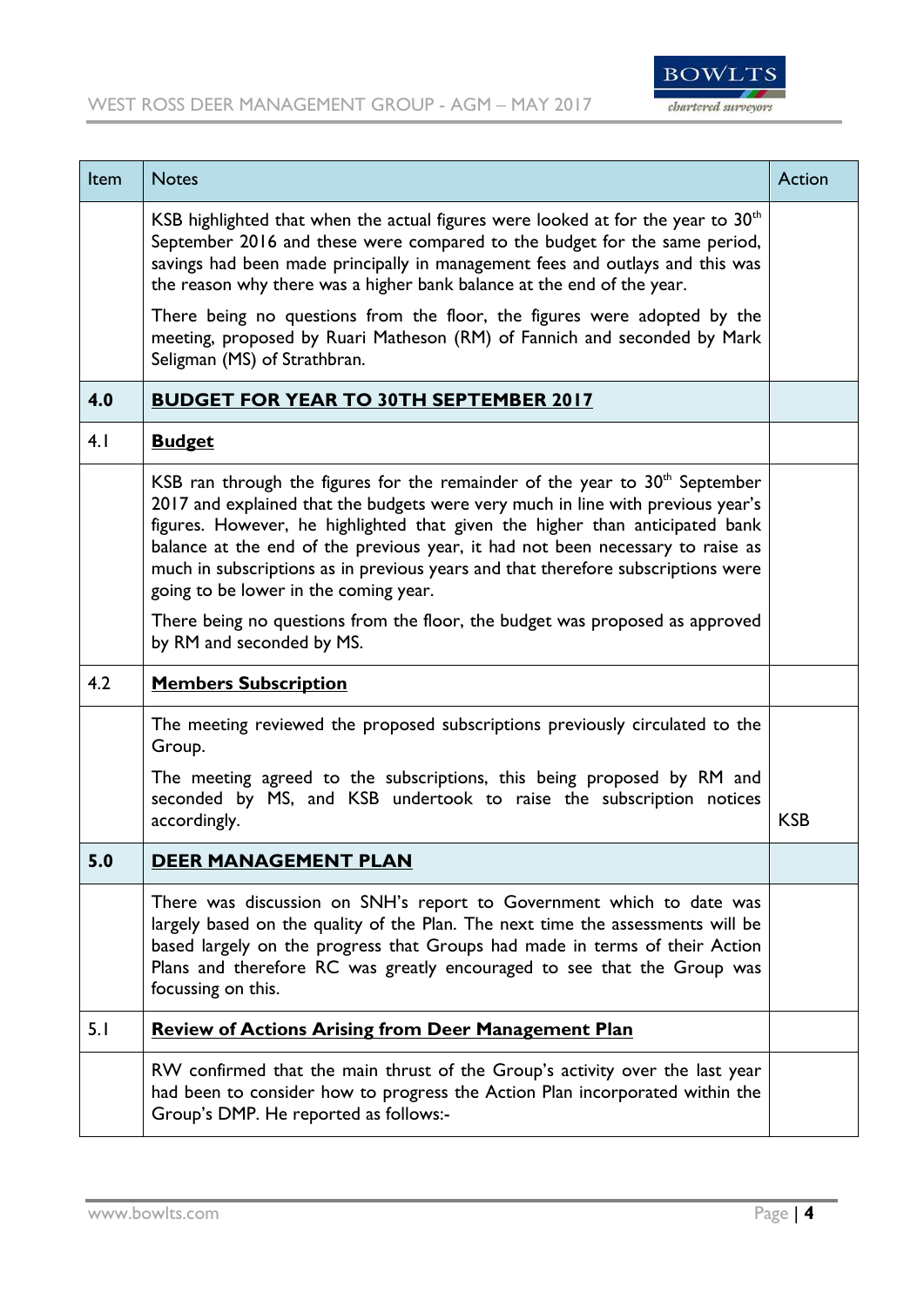| Item | Notes | Action |
|---|---|---|
| | KSB highlighted that when the actual figures were looked at for the year to 30th September 2016 and these were compared to the budget for the same period, savings had been made principally in management fees and outlays and this was the reason why there was a higher bank balance at the end of the year.<br><br>There being no questions from the floor, the figures were adopted by the meeting, proposed by Ruari Matheson (RM) of Fannich and seconded by Mark Seligman (MS) of Strathbran. | |
| **4.0** | **BUDGET FOR YEAR TO 30TH SEPTEMBER 2017** | |
| 4.1 | **Budget** | |
| | KSB ran through the figures for the remainder of the year to 30th September 2017 and explained that the budgets were very much in line with previous year's figures. However, he highlighted that given the higher than anticipated bank balance at the end of the previous year, it had not been necessary to raise as much in subscriptions as in previous years and that therefore subscriptions were going to be lower in the coming year.<br><br>There being no questions from the floor, the budget was proposed as approved by RM and seconded by MS. | |
| 4.2 | **Members Subscription** | |
| | The meeting reviewed the proposed subscriptions previously circulated to the Group.<br><br>The meeting agreed to the subscriptions, this being proposed by RM and seconded by MS, and KSB undertook to raise the subscription notices accordingly. | KSB |
| **5.0** | **DEER MANAGEMENT PLAN** | |
| | There was discussion on SNH's report to Government which to date was largely based on the quality of the Plan. The next time the assessments will be based largely on the progress that Groups had made in terms of their Action Plans and therefore RC was greatly encouraged to see that the Group was focussing on this. | |
| 5.1 | **Review of Actions Arising from Deer Management Plan** | |
| | RW confirmed that the main thrust of the Group's activity over the last year had been to consider how to progress the Action Plan incorporated within the Group's DMP. He reported as follows:- | |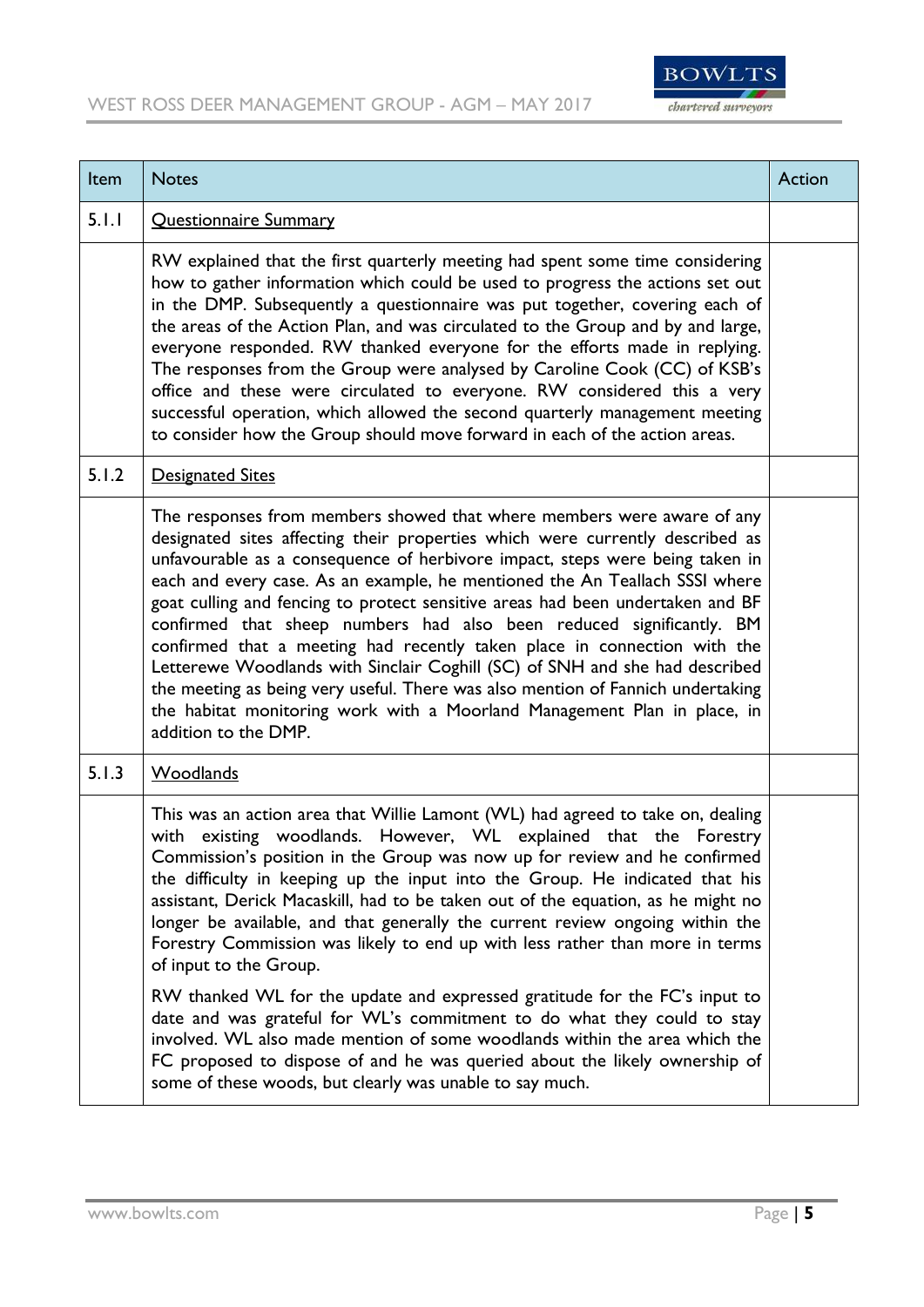| Item | Notes | Action |
|---|---|---|
| 5.1.1 | <u>Questionnaire Summary</u> | |
| | RW explained that the first quarterly meeting had spent some time considering how to gather information which could be used to progress the actions set out in the DMP. Subsequently a questionnaire was put together, covering each of the areas of the Action Plan, and was circulated to the Group and by and large, everyone responded. RW thanked everyone for the efforts made in replying. The responses from the Group were analysed by Caroline Cook (CC) of KSB's office and these were circulated to everyone. RW considered this a very successful operation, which allowed the second quarterly management meeting to consider how the Group should move forward in each of the action areas. | |
| 5.1.2 | <u>Designated Sites</u> | |
| | The responses from members showed that where members were aware of any designated sites affecting their properties which were currently described as unfavourable as a consequence of herbivore impact, steps were being taken in each and every case. As an example, he mentioned the An Teallach SSSI where goat culling and fencing to protect sensitive areas had been undertaken and BF confirmed that sheep numbers had also been reduced significantly. BM confirmed that a meeting had recently taken place in connection with the Letterewe Woodlands with Sinclair Coghill (SC) of SNH and she had described the meeting as being very useful. There was also mention of Fannich undertaking the habitat monitoring work with a Moorland Management Plan in place, in addition to the DMP. | |
| 5.1.3 | <u>Woodlands</u> | |
| | This was an action area that Willie Lamont (WL) had agreed to take on, dealing with existing woodlands. However, WL explained that the Forestry Commission's position in the Group was now up for review and he confirmed the difficulty in keeping up the input into the Group. He indicated that his assistant, Derick Macaskill, had to be taken out of the equation, as he might no longer be available, and that generally the current review ongoing within the Forestry Commission was likely to end up with less rather than more in terms of input to the Group.<br><br>RW thanked WL for the update and expressed gratitude for the FC's input to date and was grateful for WL's commitment to do what they could to stay involved. WL also made mention of some woodlands within the area which the FC proposed to dispose of and he was queried about the likely ownership of some of these woods, but clearly was unable to say much. | |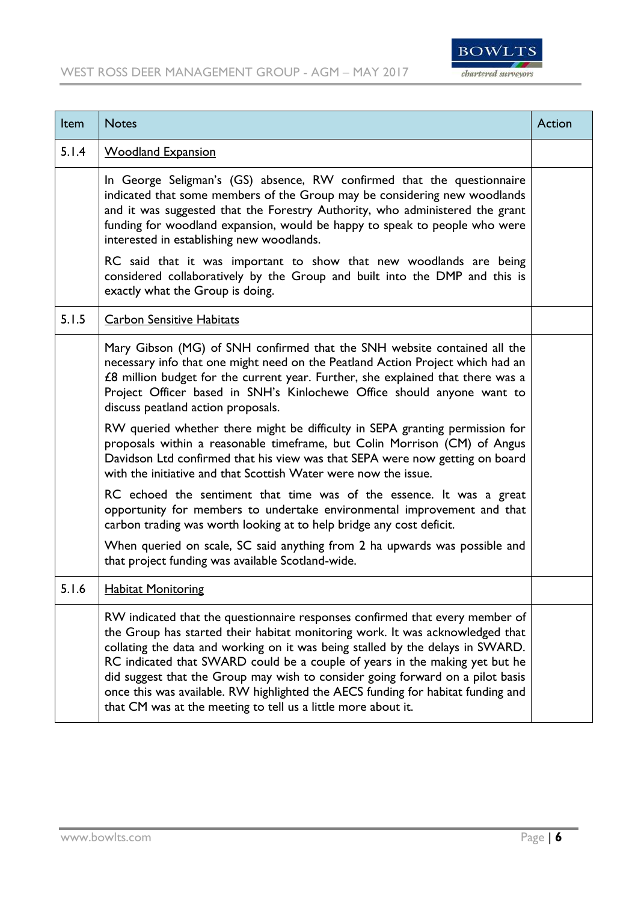| Item | Notes | Action |
|---|---|---|
| 5.1.4 | Woodland Expansion | |
| | In George Seligman's (GS) absence, RW confirmed that the questionnaire indicated that some members of the Group may be considering new woodlands and it was suggested that the Forestry Authority, who administered the grant funding for woodland expansion, would be happy to speak to people who were interested in establishing new woodlands.<br><br>RC said that it was important to show that new woodlands are being considered collaboratively by the Group and built into the DMP and this is exactly what the Group is doing. | |
| 5.1.5 | Carbon Sensitive Habitats | |
| | Mary Gibson (MG) of SNH confirmed that the SNH website contained all the necessary info that one might need on the Peatland Action Project which had an £8 million budget for the current year. Further, she explained that there was a Project Officer based in SNH's Kinlochewe Office should anyone want to discuss peatland action proposals.<br><br>RW queried whether there might be difficulty in SEPA granting permission for proposals within a reasonable timeframe, but Colin Morrison (CM) of Angus Davidson Ltd confirmed that his view was that SEPA were now getting on board with the initiative and that Scottish Water were now the issue.<br><br>RC echoed the sentiment that time was of the essence. It was a great opportunity for members to undertake environmental improvement and that carbon trading was worth looking at to help bridge any cost deficit.<br><br>When queried on scale, SC said anything from 2 ha upwards was possible and that project funding was available Scotland-wide. | |
| 5.1.6 | Habitat Monitoring | |
| | RW indicated that the questionnaire responses confirmed that every member of the Group has started their habitat monitoring work. It was acknowledged that collating the data and working on it was being stalled by the delays in SWARD. RC indicated that SWARD could be a couple of years in the making yet but he did suggest that the Group may wish to consider going forward on a pilot basis once this was available. RW highlighted the AECS funding for habitat funding and that CM was at the meeting to tell us a little more about it. | |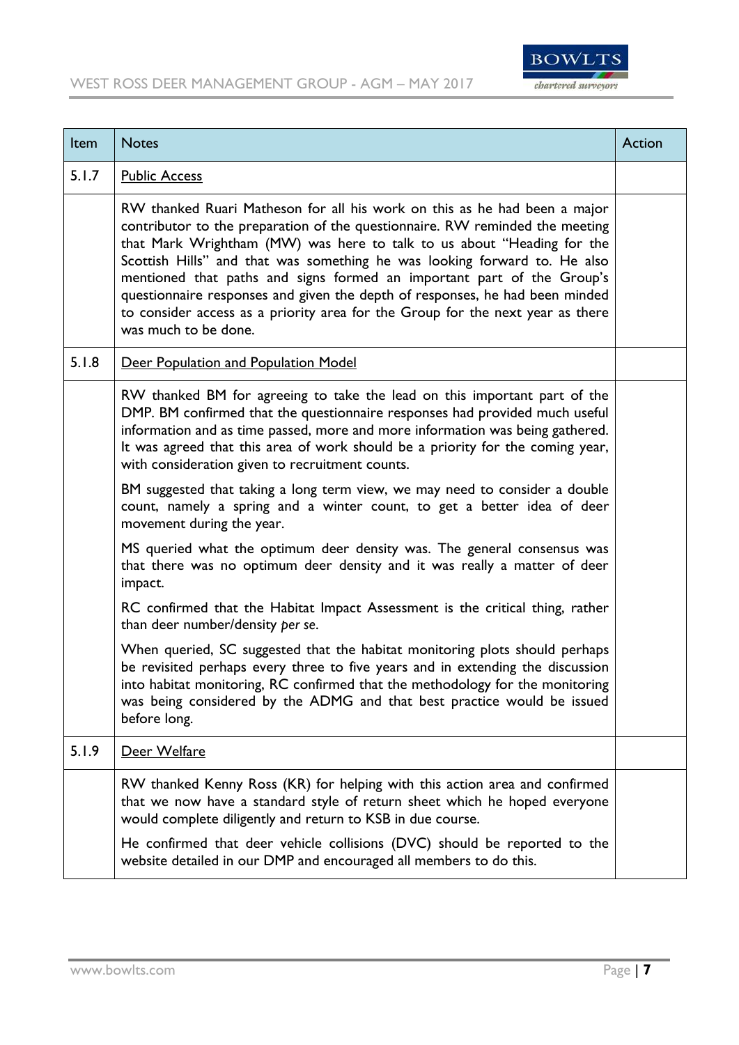| Item | Notes | Action |
|---|---|---|
| 5.1.7 | <u>Public Access</u> | |
| | RW thanked Ruari Matheson for all his work on this as he had been a major contributor to the preparation of the questionnaire. RW reminded the meeting that Mark Wrightham (MW) was here to talk to us about "Heading for the Scottish Hills" and that was something he was looking forward to. He also mentioned that paths and signs formed an important part of the Group's questionnaire responses and given the depth of responses, he had been minded to consider access as a priority area for the Group for the next year as there was much to be done. | |
| 5.1.8 | <u>Deer Population and Population Model</u> | |
| | RW thanked BM for agreeing to take the lead on this important part of the DMP. BM confirmed that the questionnaire responses had provided much useful information and as time passed, more and more information was being gathered. It was agreed that this area of work should be a priority for the coming year, with consideration given to recruitment counts.<br><br>BM suggested that taking a long term view, we may need to consider a double count, namely a spring and a winter count, to get a better idea of deer movement during the year.<br><br>MS queried what the optimum deer density was. The general consensus was that there was no optimum deer density and it was really a matter of deer impact.<br><br>RC confirmed that the Habitat Impact Assessment is the critical thing, rather than deer number/density *per se*.<br><br>When queried, SC suggested that the habitat monitoring plots should perhaps be revisited perhaps every three to five years and in extending the discussion into habitat monitoring, RC confirmed that the methodology for the monitoring was being considered by the ADMG and that best practice would be issued before long. | |
| 5.1.9 | <u>Deer Welfare</u> | |
| | RW thanked Kenny Ross (KR) for helping with this action area and confirmed that we now have a standard style of return sheet which he hoped everyone would complete diligently and return to KSB in due course.<br><br>He confirmed that deer vehicle collisions (DVC) should be reported to the website detailed in our DMP and encouraged all members to do this. | |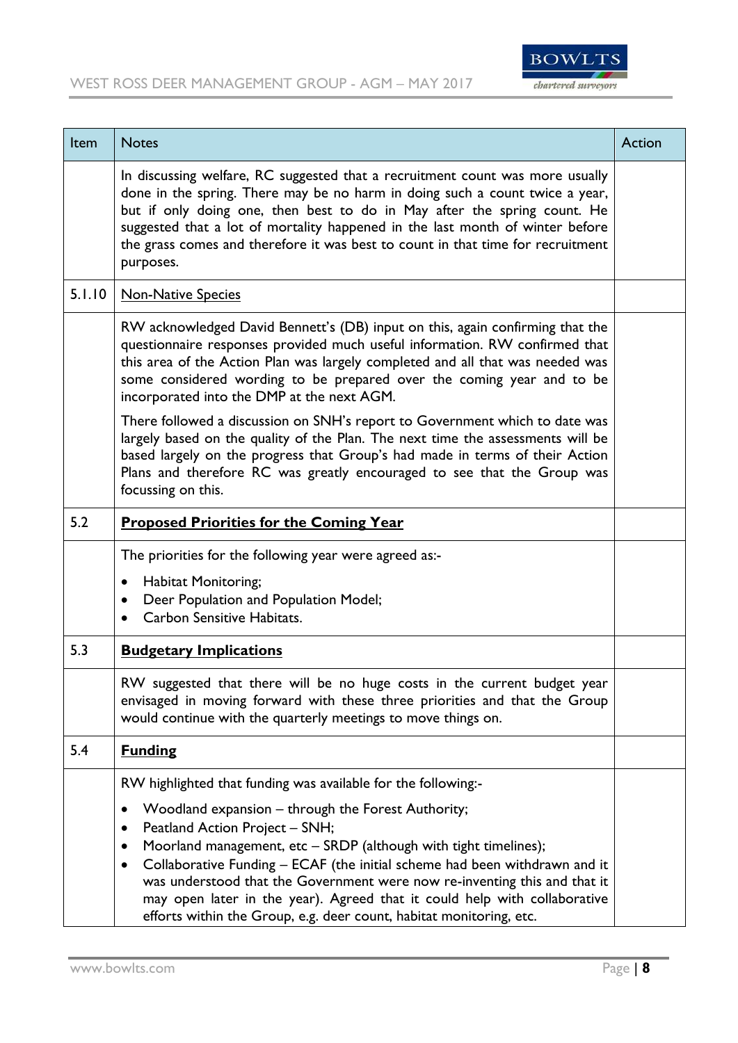| Item | Notes | Action |
|---|---|---|
| | In discussing welfare, RC suggested that a recruitment count was more usually done in the spring. There may be no harm in doing such a count twice a year, but if only doing one, then best to do in May after the spring count. He suggested that a lot of mortality happened in the last month of winter before the grass comes and therefore it was best to count in that time for recruitment purposes. | |
| 5.1.10 | Non-Native Species | |
| | RW acknowledged David Bennett's (DB) input on this, again confirming that the questionnaire responses provided much useful information. RW confirmed that this area of the Action Plan was largely completed and all that was needed was some considered wording to be prepared over the coming year and to be incorporated into the DMP at the next AGM.<br><br>There followed a discussion on SNH's report to Government which to date was largely based on the quality of the Plan. The next time the assessments will be based largely on the progress that Group's had made in terms of their Action Plans and therefore RC was greatly encouraged to see that the Group was focussing on this. | |
| 5.2 | **Proposed Priorities for the Coming Year** | |
| | The priorities for the following year were agreed as:-<br>• Habitat Monitoring;<br>• Deer Population and Population Model;<br>• Carbon Sensitive Habitats. | |
| 5.3 | **Budgetary Implications** | |
| | RW suggested that there will be no huge costs in the current budget year envisaged in moving forward with these three priorities and that the Group would continue with the quarterly meetings to move things on. | |
| 5.4 | **Funding** | |
| | RW highlighted that funding was available for the following:-<br>• Woodland expansion – through the Forest Authority;<br>• Peatland Action Project – SNH;<br>• Moorland management, etc – SRDP (although with tight timelines);<br>• Collaborative Funding – ECAF (the initial scheme had been withdrawn and it was understood that the Government were now re-inventing this and that it may open later in the year). Agreed that it could help with collaborative efforts within the Group, e.g. deer count, habitat monitoring, etc. | |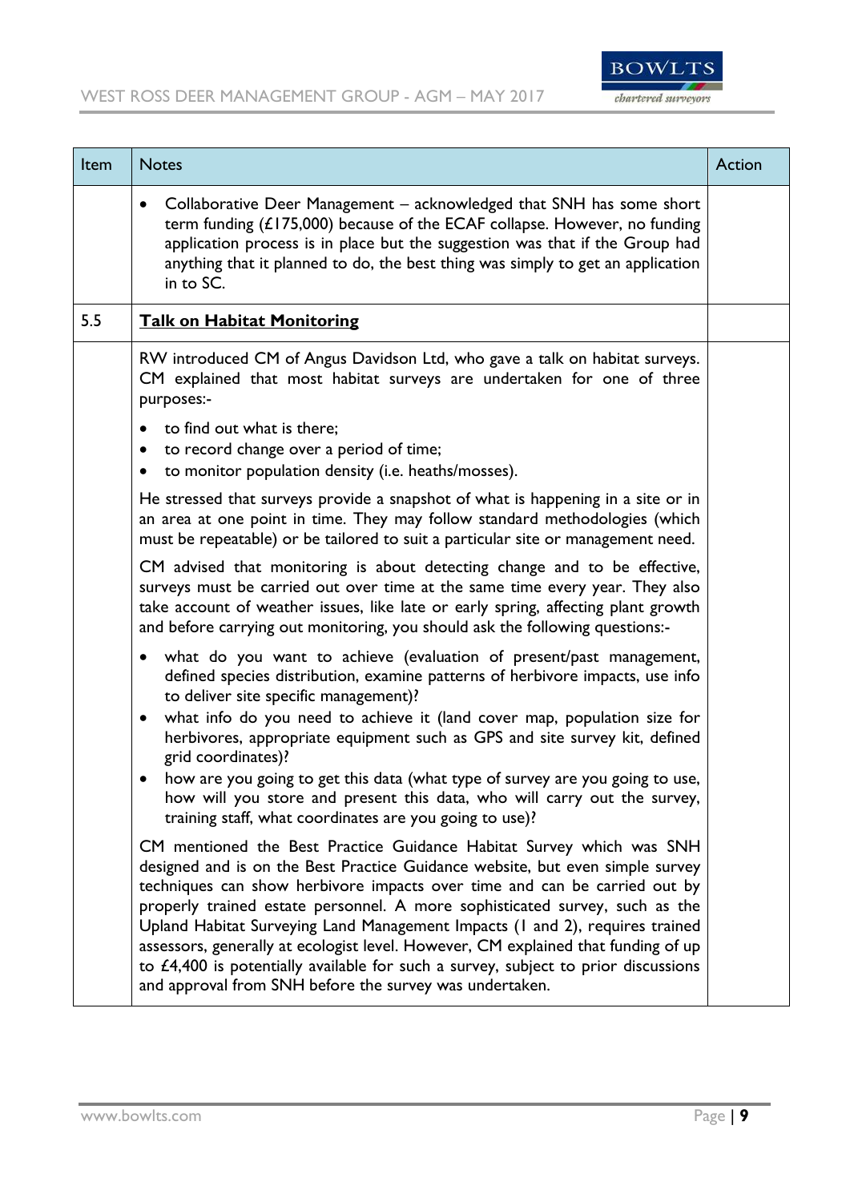| Item | Notes | Action |
|---|---|---|
| | • Collaborative Deer Management – acknowledged that SNH has some short term funding (£175,000) because of the ECAF collapse. However, no funding application process is in place but the suggestion was that if the Group had anything that it planned to do, the best thing was simply to get an application in to SC. | |
| 5.5 | **<u>Talk on Habitat Monitoring</u>** | |
| | RW introduced CM of Angus Davidson Ltd, who gave a talk on habitat surveys. CM explained that most habitat surveys are undertaken for one of three purposes:-<br><br>• to find out what is there;<br>• to record change over a period of time;<br>• to monitor population density (i.e. heaths/mosses).<br><br>He stressed that surveys provide a snapshot of what is happening in a site or in an area at one point in time. They may follow standard methodologies (which must be repeatable) or be tailored to suit a particular site or management need.<br><br>CM advised that monitoring is about detecting change and to be effective, surveys must be carried out over time at the same time every year. They also take account of weather issues, like late or early spring, affecting plant growth and before carrying out monitoring, you should ask the following questions:-<br><br>• what do you want to achieve (evaluation of present/past management, defined species distribution, examine patterns of herbivore impacts, use info to deliver site specific management)?<br>• what info do you need to achieve it (land cover map, population size for herbivores, appropriate equipment such as GPS and site survey kit, defined grid coordinates)?<br>• how are you going to get this data (what type of survey are you going to use, how will you store and present this data, who will carry out the survey, training staff, what coordinates are you going to use)?<br><br>CM mentioned the Best Practice Guidance Habitat Survey which was SNH designed and is on the Best Practice Guidance website, but even simple survey techniques can show herbivore impacts over time and can be carried out by properly trained estate personnel. A more sophisticated survey, such as the Upland Habitat Surveying Land Management Impacts (1 and 2), requires trained assessors, generally at ecologist level. However, CM explained that funding of up to £4,400 is potentially available for such a survey, subject to prior discussions and approval from SNH before the survey was undertaken. | |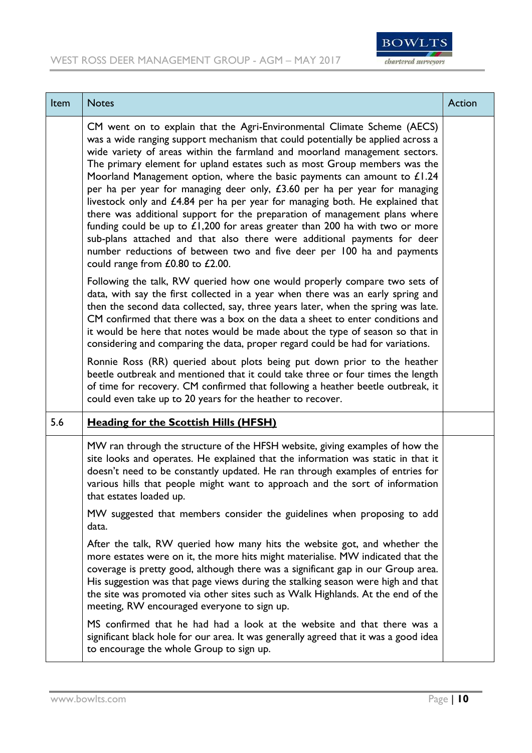| Item | Notes | Action |
|---|---|---|
| | CM went on to explain that the Agri-Environmental Climate Scheme (AECS) was a wide ranging support mechanism that could potentially be applied across a wide variety of areas within the farmland and moorland management sectors. The primary element for upland estates such as most Group members was the Moorland Management option, where the basic payments can amount to £1.24 per ha per year for managing deer only, £3.60 per ha per year for managing livestock only and £4.84 per ha per year for managing both. He explained that there was additional support for the preparation of management plans where funding could be up to £1,200 for areas greater than 200 ha with two or more sub-plans attached and that also there were additional payments for deer number reductions of between two and five deer per 100 ha and payments could range from £0.80 to £2.00.<br><br>Following the talk, RW queried how one would properly compare two sets of data, with say the first collected in a year when there was an early spring and then the second data collected, say, three years later, when the spring was late. CM confirmed that there was a box on the data a sheet to enter conditions and it would be here that notes would be made about the type of season so that in considering and comparing the data, proper regard could be had for variations.<br><br>Ronnie Ross (RR) queried about plots being put down prior to the heather beetle outbreak and mentioned that it could take three or four times the length of time for recovery. CM confirmed that following a heather beetle outbreak, it could even take up to 20 years for the heather to recover. | |
| 5.6 | **<u>Heading for the Scottish Hills (HFSH)</u>** | |
| | MW ran through the structure of the HFSH website, giving examples of how the site looks and operates. He explained that the information was static in that it doesn't need to be constantly updated. He ran through examples of entries for various hills that people might want to approach and the sort of information that estates loaded up.<br><br>MW suggested that members consider the guidelines when proposing to add data.<br><br>After the talk, RW queried how many hits the website got, and whether the more estates were on it, the more hits might materialise. MW indicated that the coverage is pretty good, although there was a significant gap in our Group area. His suggestion was that page views during the stalking season were high and that the site was promoted via other sites such as Walk Highlands. At the end of the meeting, RW encouraged everyone to sign up.<br><br>MS confirmed that he had had a look at the website and that there was a significant black hole for our area. It was generally agreed that it was a good idea to encourage the whole Group to sign up. | |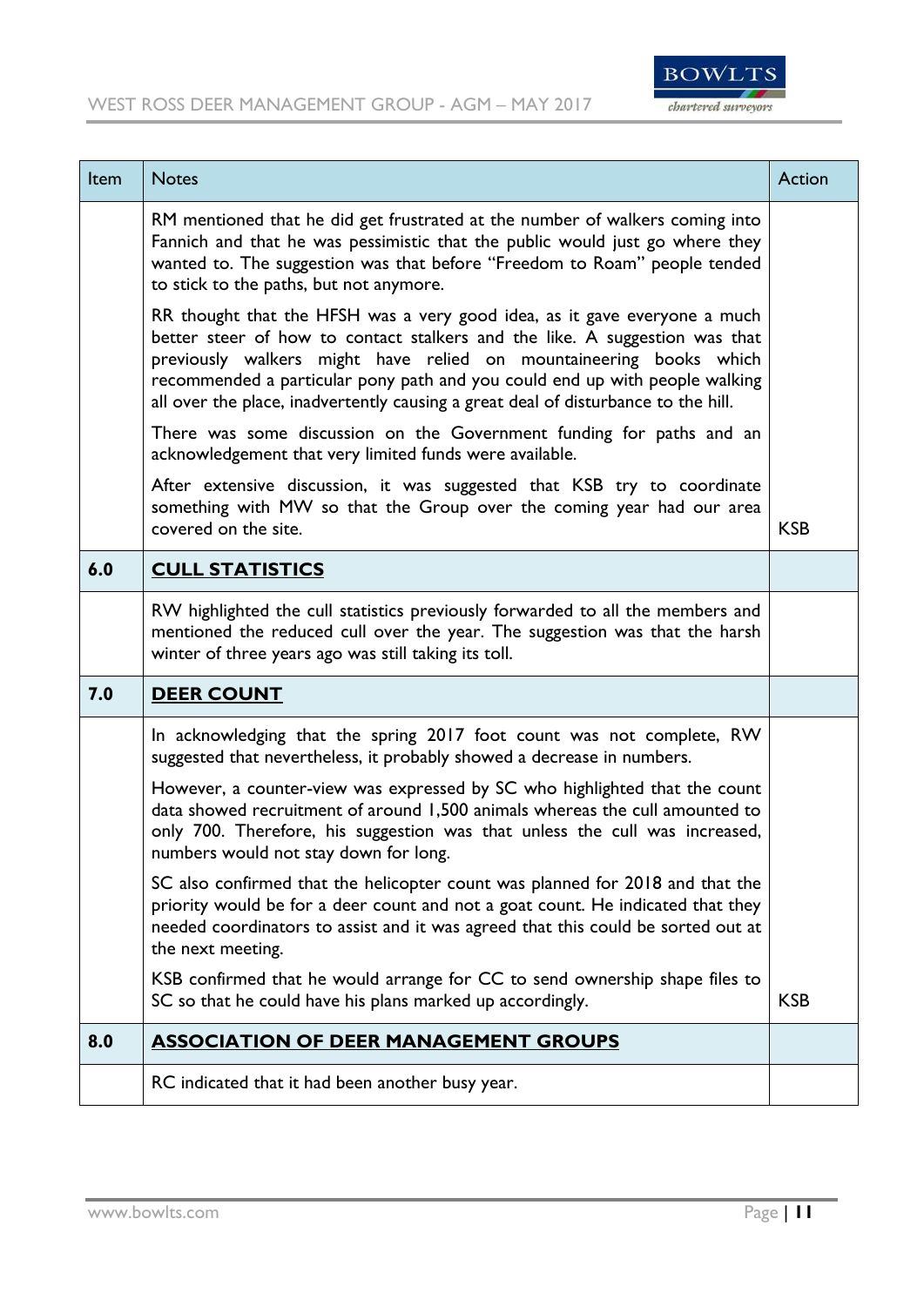| Item | Notes | Action |
|---|---|---|
| | RM mentioned that he did get frustrated at the number of walkers coming into Fannich and that he was pessimistic that the public would just go where they wanted to. The suggestion was that before "Freedom to Roam" people tended to stick to the paths, but not anymore. | |
| | RR thought that the HFSH was a very good idea, as it gave everyone a much better steer of how to contact stalkers and the like. A suggestion was that previously walkers might have relied on mountaineering books which recommended a particular pony path and you could end up with people walking all over the place, inadvertently causing a great deal of disturbance to the hill. | |
| | There was some discussion on the Government funding for paths and an acknowledgement that very limited funds were available. | |
| | After extensive discussion, it was suggested that KSB try to coordinate something with MW so that the Group over the coming year had our area covered on the site. | KSB |
| **6.0** | **<u>CULL STATISTICS</u>** | |
| | RW highlighted the cull statistics previously forwarded to all the members and mentioned the reduced cull over the year. The suggestion was that the harsh winter of three years ago was still taking its toll. | |
| **7.0** | **<u>DEER COUNT</u>** | |
| | In acknowledging that the spring 2017 foot count was not complete, RW suggested that nevertheless, it probably showed a decrease in numbers. | |
| | However, a counter-view was expressed by SC who highlighted that the count data showed recruitment of around 1,500 animals whereas the cull amounted to only 700. Therefore, his suggestion was that unless the cull was increased, numbers would not stay down for long. | |
| | SC also confirmed that the helicopter count was planned for 2018 and that the priority would be for a deer count and not a goat count. He indicated that they needed coordinators to assist and it was agreed that this could be sorted out at the next meeting. | |
| | KSB confirmed that he would arrange for CC to send ownership shape files to SC so that he could have his plans marked up accordingly. | KSB |
| **8.0** | **<u>ASSOCIATION OF DEER MANAGEMENT GROUPS</u>** | |
| | RC indicated that it had been another busy year. | |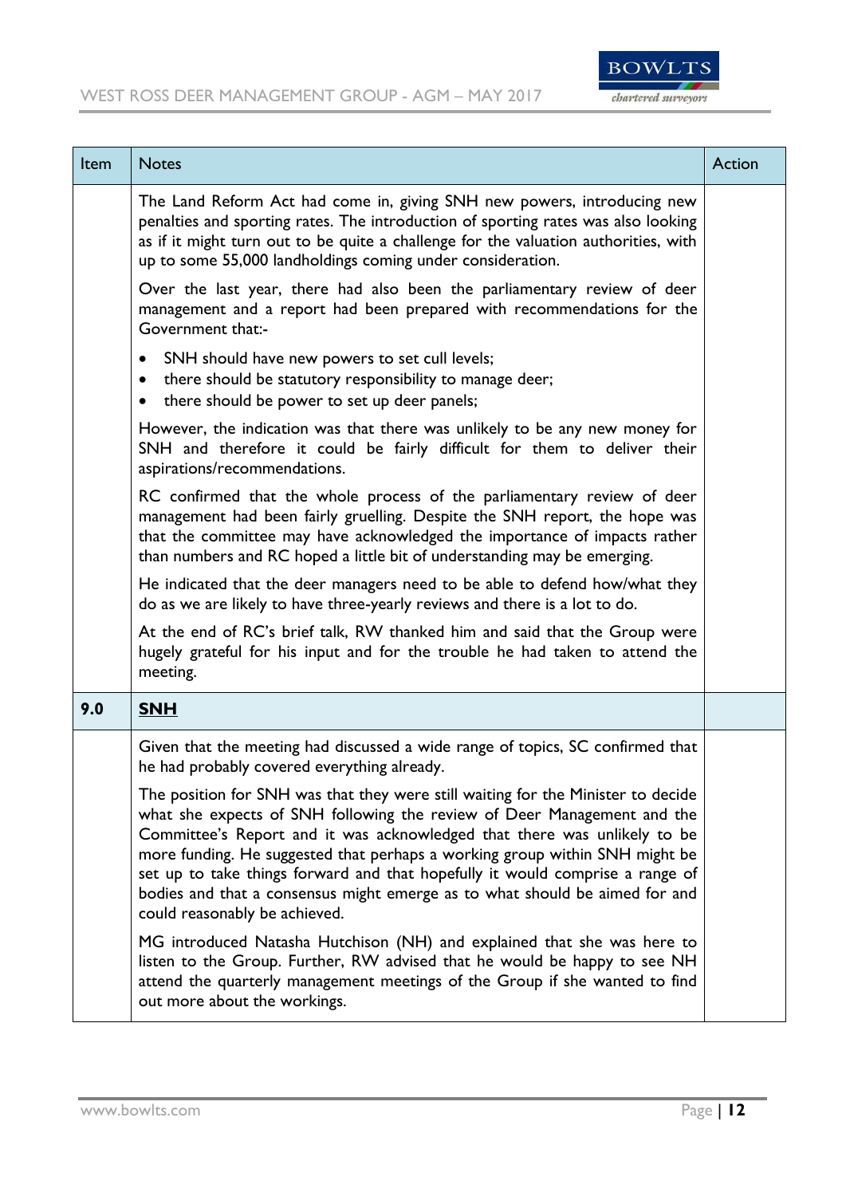| Item | Notes | Action |
|---|---|---|
| | The Land Reform Act had come in, giving SNH new powers, introducing new penalties and sporting rates. The introduction of sporting rates was also looking as if it might turn out to be quite a challenge for the valuation authorities, with up to some 55,000 landholdings coming under consideration.<br><br>Over the last year, there had also been the parliamentary review of deer management and a report had been prepared with recommendations for the Government that:-<br><br>• SNH should have new powers to set cull levels;<br>• there should be statutory responsibility to manage deer;<br>• there should be power to set up deer panels;<br><br>However, the indication was that there was unlikely to be any new money for SNH and therefore it could be fairly difficult for them to deliver their aspirations/recommendations.<br><br>RC confirmed that the whole process of the parliamentary review of deer management had been fairly gruelling. Despite the SNH report, the hope was that the committee may have acknowledged the importance of impacts rather than numbers and RC hoped a little bit of understanding may be emerging.<br><br>He indicated that the deer managers need to be able to defend how/what they do as we are likely to have three-yearly reviews and there is a lot to do.<br><br>At the end of RC's brief talk, RW thanked him and said that the Group were hugely grateful for his input and for the trouble he had taken to attend the meeting. | |
| **9.0** | **<u>SNH</u>** | |
| | Given that the meeting had discussed a wide range of topics, SC confirmed that he had probably covered everything already.<br><br>The position for SNH was that they were still waiting for the Minister to decide what she expects of SNH following the review of Deer Management and the Committee's Report and it was acknowledged that there was unlikely to be more funding. He suggested that perhaps a working group within SNH might be set up to take things forward and that hopefully it would comprise a range of bodies and that a consensus might emerge as to what should be aimed for and could reasonably be achieved.<br><br>MG introduced Natasha Hutchison (NH) and explained that she was here to listen to the Group. Further, RW advised that he would be happy to see NH attend the quarterly management meetings of the Group if she wanted to find out more about the workings. | |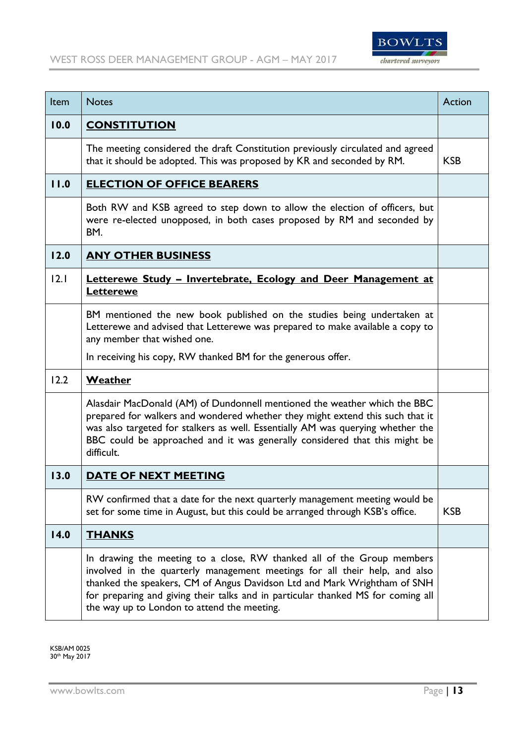| Item | Notes | Action |
|---|---|---|
| **10.0** | **CONSTITUTION** | |
| | The meeting considered the draft Constitution previously circulated and agreed that it should be adopted. This was proposed by KR and seconded by RM. | KSB |
| **11.0** | **ELECTION OF OFFICE BEARERS** | |
| | Both RW and KSB agreed to step down to allow the election of officers, but were re-elected unopposed, in both cases proposed by RM and seconded by BM. | |
| **12.0** | **ANY OTHER BUSINESS** | |
| 12.1 | **Letterewe Study – Invertebrate, Ecology and Deer Management at Letterewe** | |
| | BM mentioned the new book published on the studies being undertaken at Letterewe and advised that Letterewe was prepared to make available a copy to any member that wished one. In receiving his copy, RW thanked BM for the generous offer. | |
| 12.2 | **Weather** | |
| | Alasdair MacDonald (AM) of Dundonnell mentioned the weather which the BBC prepared for walkers and wondered whether they might extend this such that it was also targeted for stalkers as well. Essentially AM was querying whether the BBC could be approached and it was generally considered that this might be difficult. | |
| **13.0** | **DATE OF NEXT MEETING** | |
| | RW confirmed that a date for the next quarterly management meeting would be set for some time in August, but this could be arranged through KSB's office. | KSB |
| **14.0** | **THANKS** | |
| | In drawing the meeting to a close, RW thanked all of the Group members involved in the quarterly management meetings for all their help, and also thanked the speakers, CM of Angus Davidson Ltd and Mark Wrightham of SNH for preparing and giving their talks and in particular thanked MS for coming all the way up to London to attend the meeting. | |

KSB/AM 0025
30th May 2017